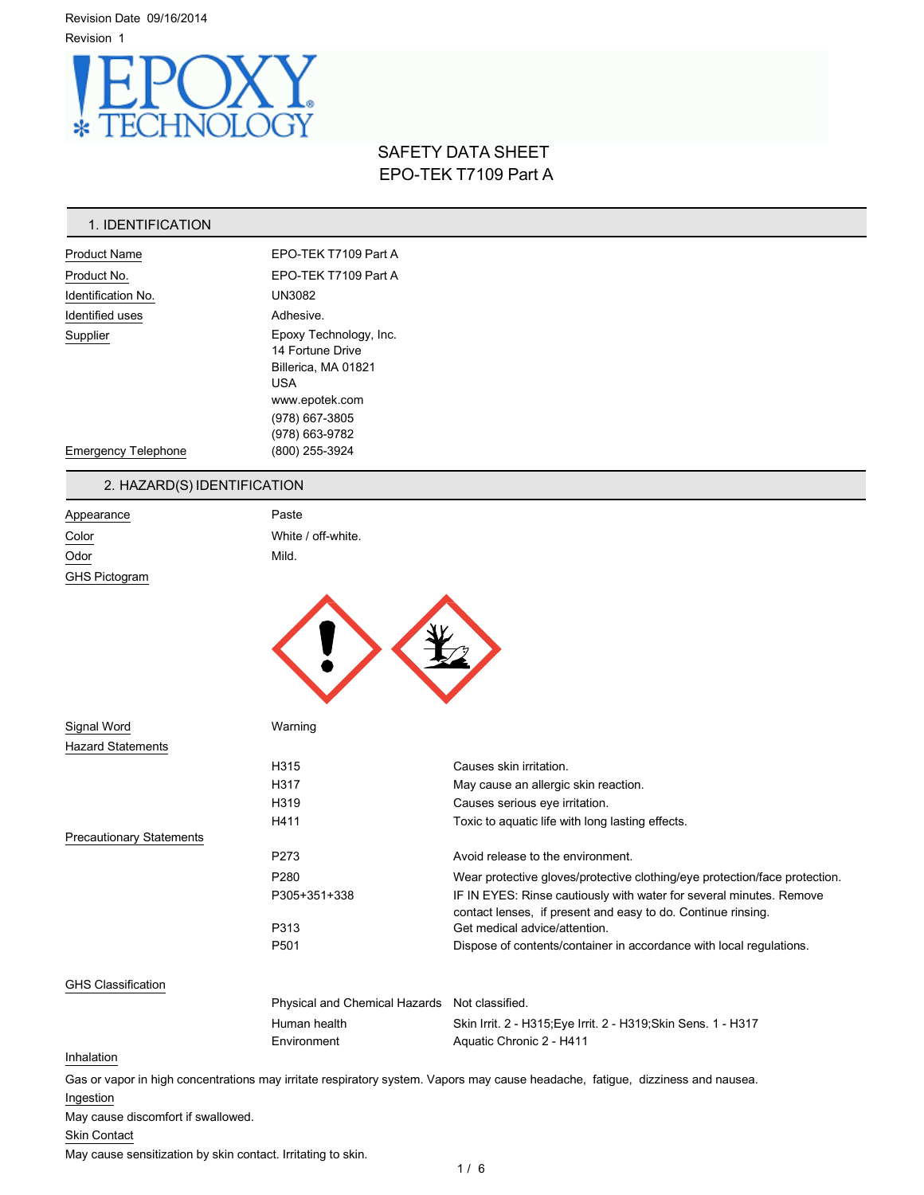Revision Date 09/16/2014

Revision 1

# SAFETY DATA SHEET
# EPO-TEK T7109 Part A

## 1. IDENTIFICATION

| | |
|---|---|
| Product Name | EPO-TEK T7109 Part A |
| Product No. | EPO-TEK T7109 Part A |
| Identification No. | UN3082 |
| Identified uses | Adhesive. |
| Supplier | Epoxy Technology, Inc.<br>14 Fortune Drive<br>Billerica, MA 01821<br>USA<br>www.epotek.com<br>(978) 667-3805<br>(978) 663-9782 |
| Emergency Telephone | (800) 255-3924 |

## 2. HAZARD(S) IDENTIFICATION

| | |
|---|---|
| Appearance | Paste |
| Color | White / off-white. |
| Odor | Mild. |

GHS Pictogram

Signal Word: Warning

Hazard Statements

| | |
|---|---|
| H315 | Causes skin irritation. |
| H317 | May cause an allergic skin reaction. |
| H319 | Causes serious eye irritation. |
| H411 | Toxic to aquatic life with long lasting effects. |

Precautionary Statements

| | |
|---|---|
| P273 | Avoid release to the environment. |
| P280 | Wear protective gloves/protective clothing/eye protection/face protection. |
| P305+351+338 | IF IN EYES: Rinse cautiously with water for several minutes. Remove contact lenses, if present and easy to do. Continue rinsing. |
| P313 | Get medical advice/attention. |
| P501 | Dispose of contents/container in accordance with local regulations. |

GHS Classification

| | |
|---|---|
| Physical and Chemical Hazards | Not classified. |
| Human health | Skin Irrit. 2 - H315;Eye Irrit. 2 - H319;Skin Sens. 1 - H317 |
| Environment | Aquatic Chronic 2 - H411 |

Inhalation

Gas or vapor in high concentrations may irritate respiratory system. Vapors may cause headache, fatigue, dizziness and nausea.

Ingestion

May cause discomfort if swallowed.

Skin Contact

May cause sensitization by skin contact. Irritating to skin.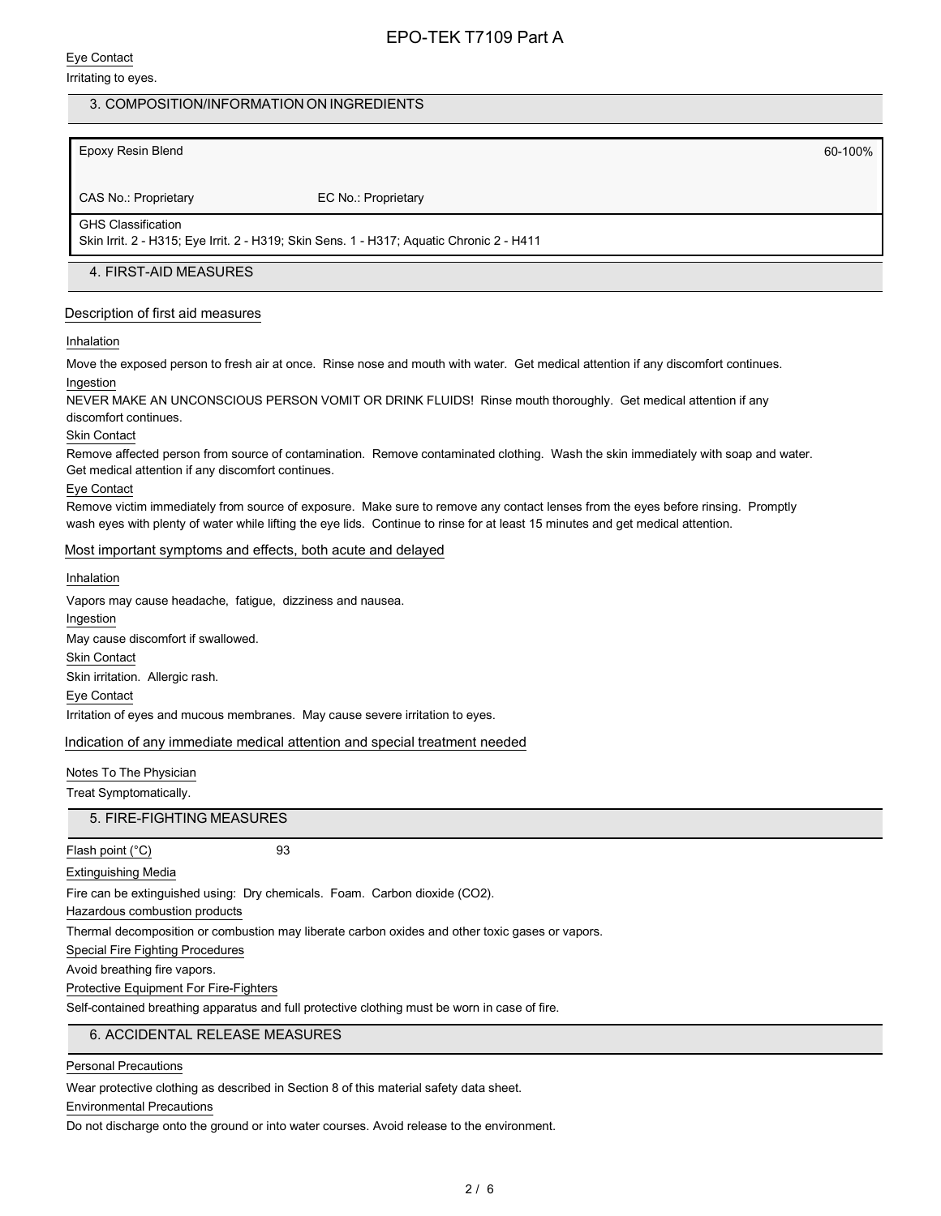Eye Contact

Irritating to eyes.

## 3. COMPOSITION/INFORMATION ON INGREDIENTS

| Epoxy Resin Blend | | 60-100% |
|---|---|---|
| CAS No.: Proprietary | EC No.: Proprietary | |
| GHS Classification<br>Skin Irrit. 2 - H315; Eye Irrit. 2 - H319; Skin Sens. 1 - H317; Aquatic Chronic 2 - H411 | | |

## 4. FIRST-AID MEASURES

### Description of first aid measures

Inhalation

Move the exposed person to fresh air at once. Rinse nose and mouth with water. Get medical attention if any discomfort continues.

Ingestion

NEVER MAKE AN UNCONSCIOUS PERSON VOMIT OR DRINK FLUIDS! Rinse mouth thoroughly. Get medical attention if any discomfort continues.

Skin Contact

Remove affected person from source of contamination. Remove contaminated clothing. Wash the skin immediately with soap and water. Get medical attention if any discomfort continues.

Eye Contact

Remove victim immediately from source of exposure. Make sure to remove any contact lenses from the eyes before rinsing. Promptly wash eyes with plenty of water while lifting the eye lids. Continue to rinse for at least 15 minutes and get medical attention.

### Most important symptoms and effects, both acute and delayed

Inhalation

Vapors may cause headache, fatigue, dizziness and nausea.

Ingestion

May cause discomfort if swallowed.

Skin Contact

Skin irritation. Allergic rash.

Eye Contact

Irritation of eyes and mucous membranes. May cause severe irritation to eyes.

### Indication of any immediate medical attention and special treatment needed

Notes To The Physician

Treat Symptomatically.

## 5. FIRE-FIGHTING MEASURES

Flash point (°C) 93

Extinguishing Media

Fire can be extinguished using: Dry chemicals. Foam. Carbon dioxide ($CO_2$).

Hazardous combustion products

Thermal decomposition or combustion may liberate carbon oxides and other toxic gases or vapors.

Special Fire Fighting Procedures

Avoid breathing fire vapors.

Protective Equipment For Fire-Fighters

Self-contained breathing apparatus and full protective clothing must be worn in case of fire.

## 6. ACCIDENTAL RELEASE MEASURES

Personal Precautions

Wear protective clothing as described in Section 8 of this material safety data sheet.

Environmental Precautions

Do not discharge onto the ground or into water courses. Avoid release to the environment.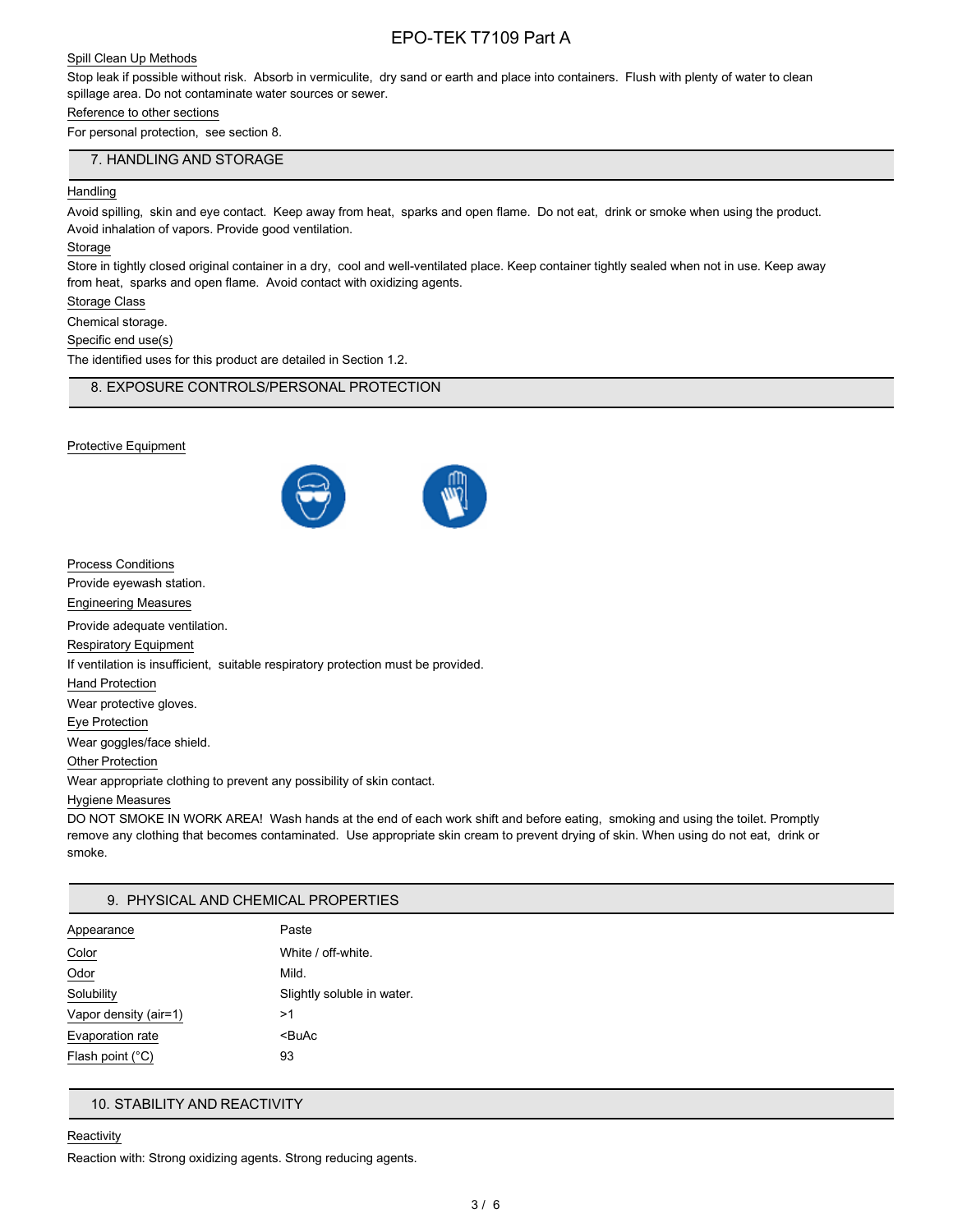Spill Clean Up Methods

Stop leak if possible without risk. Absorb in vermiculite, dry sand or earth and place into containers. Flush with plenty of water to clean spillage area. Do not contaminate water sources or sewer.

Reference to other sections

For personal protection, see section 8.

## 7. HANDLING AND STORAGE

Handling

Avoid spilling, skin and eye contact. Keep away from heat, sparks and open flame. Do not eat, drink or smoke when using the product. Avoid inhalation of vapors. Provide good ventilation.

Storage

Store in tightly closed original container in a dry, cool and well-ventilated place. Keep container tightly sealed when not in use. Keep away from heat, sparks and open flame. Avoid contact with oxidizing agents.

Storage Class

Chemical storage.

Specific end use(s)

The identified uses for this product are detailed in Section 1.2.

## 8. EXPOSURE CONTROLS/PERSONAL PROTECTION

Protective Equipment

Process Conditions

Provide eyewash station.

Engineering Measures

Provide adequate ventilation.

Respiratory Equipment

If ventilation is insufficient, suitable respiratory protection must be provided.

Hand Protection

Wear protective gloves.

Eye Protection

Wear goggles/face shield.

Other Protection

Wear appropriate clothing to prevent any possibility of skin contact.

Hygiene Measures

DO NOT SMOKE IN WORK AREA! Wash hands at the end of each work shift and before eating, smoking and using the toilet. Promptly remove any clothing that becomes contaminated. Use appropriate skin cream to prevent drying of skin. When using do not eat, drink or smoke.

## 9. PHYSICAL AND CHEMICAL PROPERTIES

| | |
|---|---|
| Appearance | Paste |
| Color | White / off-white. |
| Odor | Mild. |
| Solubility | Slightly soluble in water. |
| Vapor density (air=1) | >1 |
| Evaporation rate | <BuAc |
| Flash point (°C) | 93 |

## 10. STABILITY AND REACTIVITY

Reactivity

Reaction with: Strong oxidizing agents. Strong reducing agents.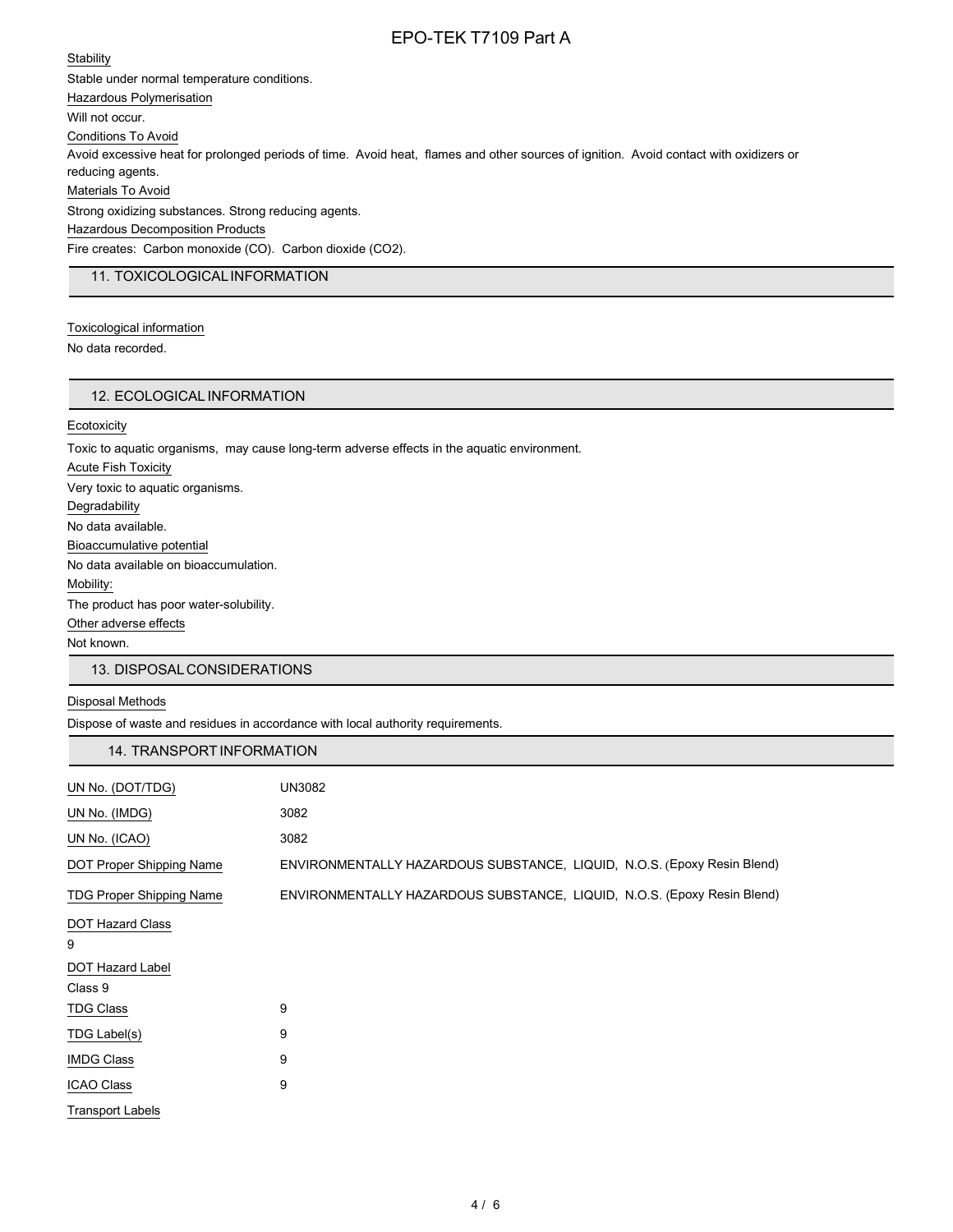Stability

Stable under normal temperature conditions.

Hazardous Polymerisation

Will not occur.

Conditions To Avoid

Avoid excessive heat for prolonged periods of time. Avoid heat, flames and other sources of ignition. Avoid contact with oxidizers or reducing agents.

Materials To Avoid

Strong oxidizing substances. Strong reducing agents.

Hazardous Decomposition Products

Fire creates: Carbon monoxide (CO). Carbon dioxide ($CO_2$).

## 11. TOXICOLOGICAL INFORMATION

Toxicological information

No data recorded.

## 12. ECOLOGICAL INFORMATION

Ecotoxicity

Toxic to aquatic organisms, may cause long-term adverse effects in the aquatic environment.

Acute Fish Toxicity

Very toxic to aquatic organisms.

Degradability

No data available.

Bioaccumulative potential

No data available on bioaccumulation.

Mobility:

The product has poor water-solubility.

Other adverse effects

Not known.

## 13. DISPOSAL CONSIDERATIONS

Disposal Methods

Dispose of waste and residues in accordance with local authority requirements.

## 14. TRANSPORT INFORMATION

| | |
|---|---|
| UN No. (DOT/TDG) | UN3082 |
| UN No. (IMDG) | 3082 |
| UN No. (ICAO) | 3082 |
| DOT Proper Shipping Name | ENVIRONMENTALLY HAZARDOUS SUBSTANCE, LIQUID, N.O.S. (Epoxy Resin Blend) |
| TDG Proper Shipping Name | ENVIRONMENTALLY HAZARDOUS SUBSTANCE, LIQUID, N.O.S. (Epoxy Resin Blend) |

DOT Hazard Class

9

DOT Hazard Label

Class 9

| | |
|---|---|
| TDG Class | 9 |
| TDG Label(s) | 9 |
| IMDG Class | 9 |
| ICAO Class | 9 |

Transport Labels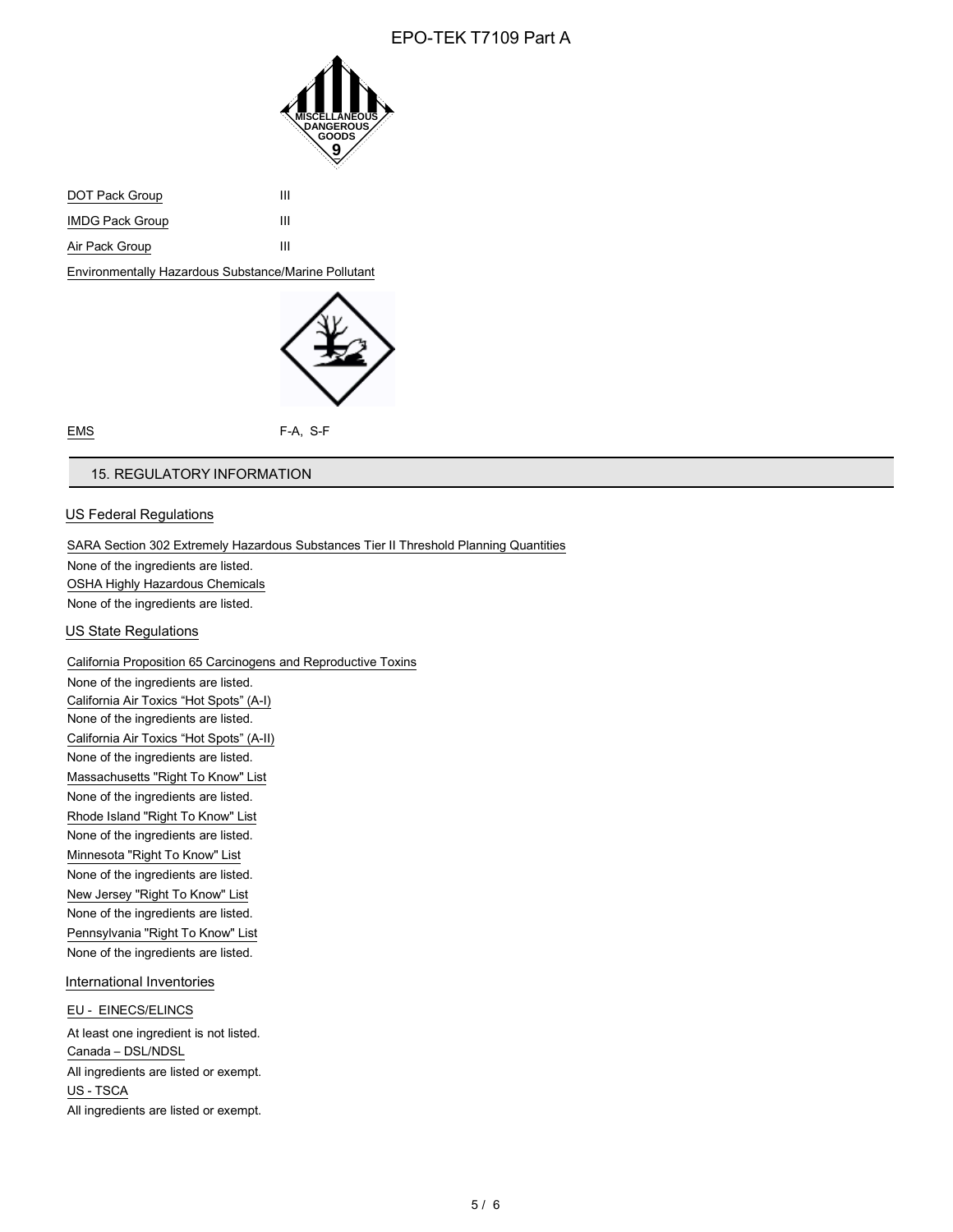DOT Pack Group III

IMDG Pack Group III

Air Pack Group III

Environmentally Hazardous Substance/Marine Pollutant

EMS F-A, S-F

## 15. REGULATORY INFORMATION

### US Federal Regulations

SARA Section 302 Extremely Hazardous Substances Tier II Threshold Planning Quantities

None of the ingredients are listed.

OSHA Highly Hazardous Chemicals

None of the ingredients are listed.

### US State Regulations

California Proposition 65 Carcinogens and Reproductive Toxins

None of the ingredients are listed.

California Air Toxics “Hot Spots” (A-I)

None of the ingredients are listed.

California Air Toxics “Hot Spots” (A-II)

None of the ingredients are listed.

Massachusetts "Right To Know" List

None of the ingredients are listed.

Rhode Island "Right To Know" List

None of the ingredients are listed.

Minnesota "Right To Know" List

None of the ingredients are listed.

New Jersey "Right To Know" List

None of the ingredients are listed.

Pennsylvania "Right To Know" List

None of the ingredients are listed.

### International Inventories

EU - EINECS/ELINCS

At least one ingredient is not listed.

Canada – DSL/NDSL

All ingredients are listed or exempt.

US - TSCA

All ingredients are listed or exempt.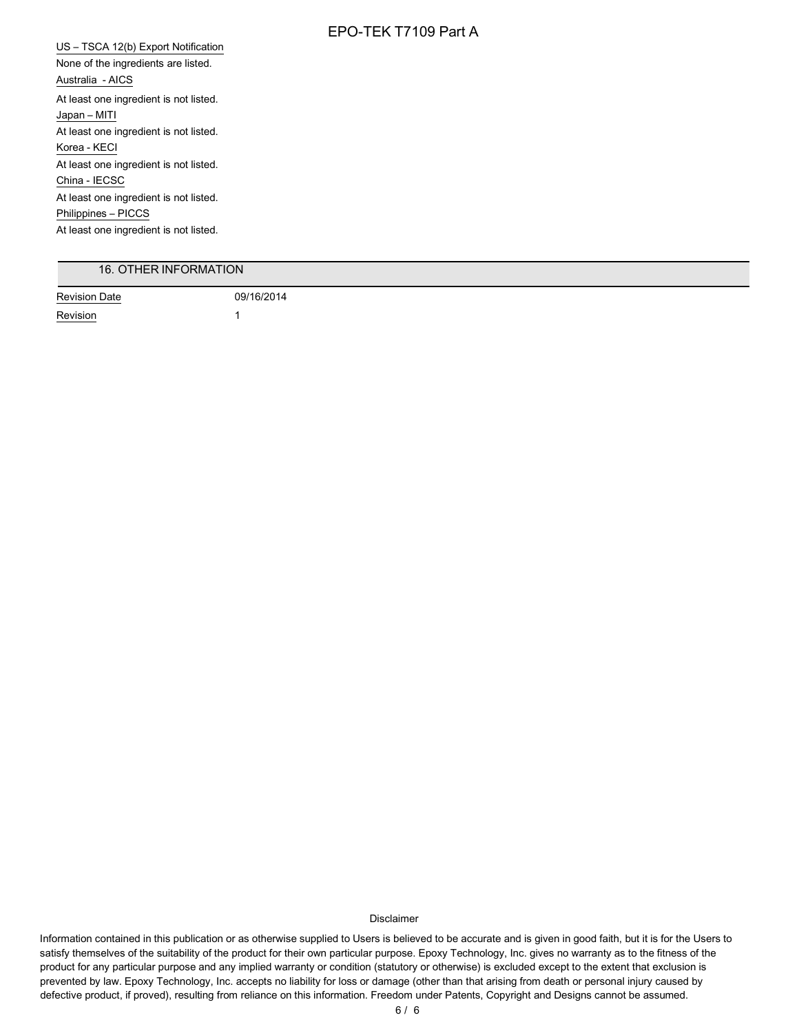US – TSCA 12(b) Export Notification

None of the ingredients are listed.

Australia - AICS

At least one ingredient is not listed.

Japan – MITI

At least one ingredient is not listed.

Korea - KECI

At least one ingredient is not listed.

China - IECSC

At least one ingredient is not listed.

Philippines – PICCS

At least one ingredient is not listed.

## 16. OTHER INFORMATION

| Revision Date | 09/16/2014 |
|---|---|
| Revision | 1 |

Disclaimer

Information contained in this publication or as otherwise supplied to Users is believed to be accurate and is given in good faith, but it is for the Users to satisfy themselves of the suitability of the product for their own particular purpose. Epoxy Technology, Inc. gives no warranty as to the fitness of the product for any particular purpose and any implied warranty or condition (statutory or otherwise) is excluded except to the extent that exclusion is prevented by law. Epoxy Technology, Inc. accepts no liability for loss or damage (other than that arising from death or personal injury caused by defective product, if proved), resulting from reliance on this information. Freedom under Patents, Copyright and Designs cannot be assumed.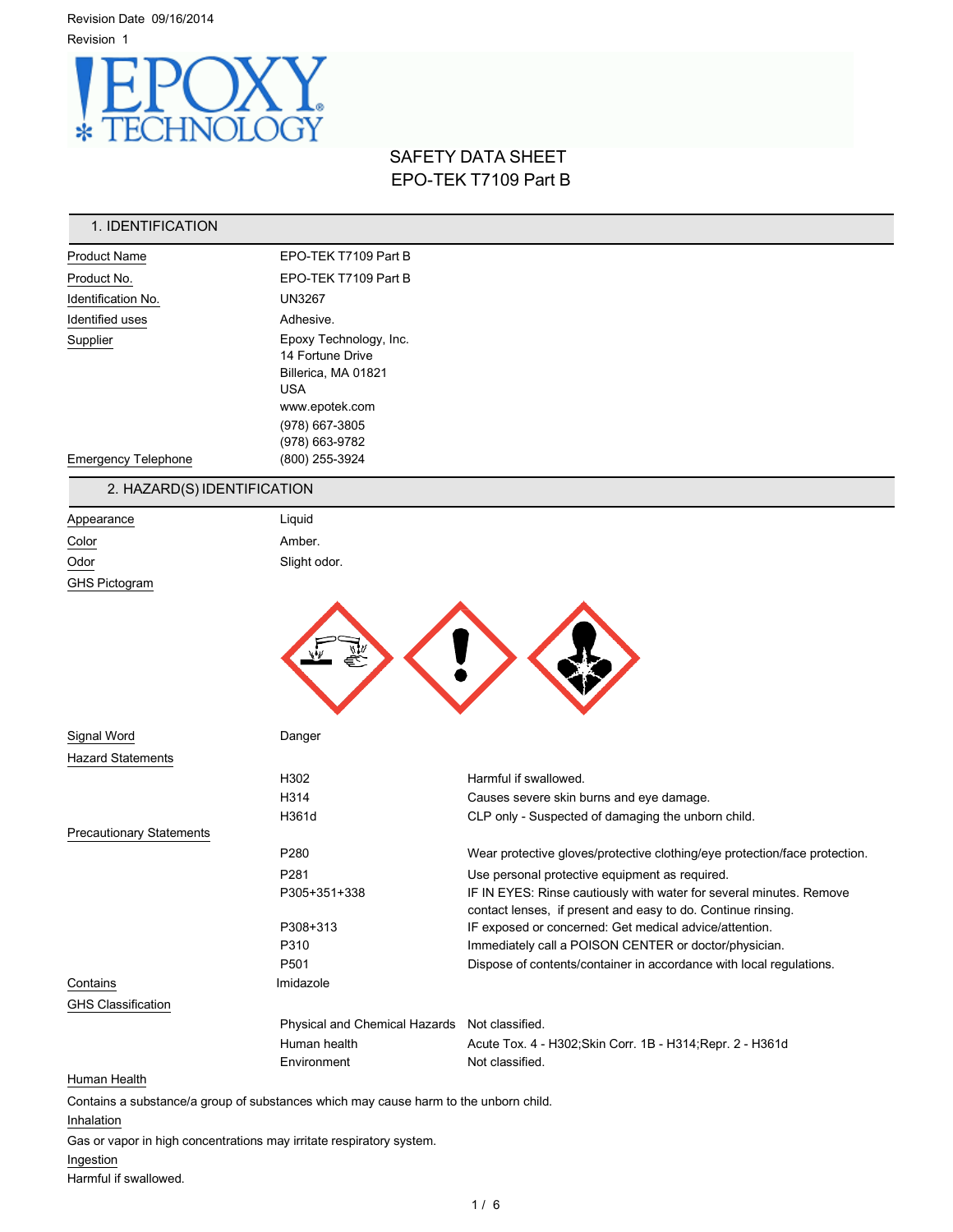Revision Date 09/16/2014

Revision 1

# SAFETY DATA SHEET
# EPO-TEK T7109 Part B

## 1. IDENTIFICATION

| | |
|---|---|
| Product Name | EPO-TEK T7109 Part B |
| Product No. | EPO-TEK T7109 Part B |
| Identification No. | UN3267 |
| Identified uses | Adhesive. |
| Supplier | Epoxy Technology, Inc.<br>14 Fortune Drive<br>Billerica, MA 01821<br>USA<br>www.epotek.com<br>(978) 667-3805<br>(978) 663-9782 |
| Emergency Telephone | (800) 255-3924 |

## 2. HAZARD(S) IDENTIFICATION

| | |
|---|---|
| Appearance | Liquid |
| Color | Amber. |
| Odor | Slight odor. |
| GHS Pictogram | |

Signal Word: Danger

**Hazard Statements**

| | |
|---|---|
| H302 | Harmful if swallowed. |
| H314 | Causes severe skin burns and eye damage. |
| H361d | CLP only - Suspected of damaging the unborn child. |

**Precautionary Statements**

| | |
|---|---|
| P280 | Wear protective gloves/protective clothing/eye protection/face protection. |
| P281 | Use personal protective equipment as required. |
| P305+351+338 | IF IN EYES: Rinse cautiously with water for several minutes. Remove contact lenses, if present and easy to do. Continue rinsing. |
| P308+313 | IF exposed or concerned: Get medical advice/attention. |
| P310 | Immediately call a POISON CENTER or doctor/physician. |
| P501 | Dispose of contents/container in accordance with local regulations. |

Contains: Imidazole

**GHS Classification**

| | |
|---|---|
| Physical and Chemical Hazards | Not classified. |
| Human health | Acute Tox. 4 - H302;Skin Corr. 1B - H314;Repr. 2 - H361d |
| Environment | Not classified. |

**Human Health**

Contains a substance/a group of substances which may cause harm to the unborn child.

**Inhalation**

Gas or vapor in high concentrations may irritate respiratory system.

**Ingestion**

Harmful if swallowed.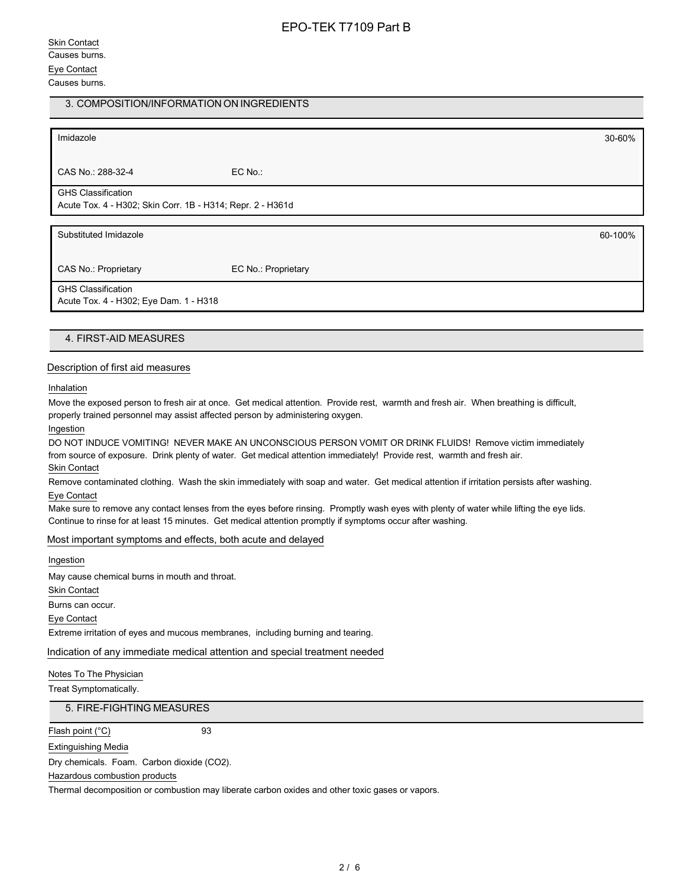Skin Contact

Causes burns.

Eye Contact

Causes burns.

## 3. COMPOSITION/INFORMATION ON INGREDIENTS

| Imidazole | | 30-60% |
|---|---|---|
| CAS No.: 288-32-4 | EC No.: | |
| GHS Classification<br>Acute Tox. 4 - H302; Skin Corr. 1B - H314; Repr. 2 - H361d | | |

| Substituted Imidazole | | 60-100% |
|---|---|---|
| CAS No.: Proprietary | EC No.: Proprietary | |
| GHS Classification<br>Acute Tox. 4 - H302; Eye Dam. 1 - H318 | | |

## 4. FIRST-AID MEASURES

### Description of first aid measures

Inhalation

Move the exposed person to fresh air at once. Get medical attention. Provide rest, warmth and fresh air. When breathing is difficult, properly trained personnel may assist affected person by administering oxygen.

Ingestion

DO NOT INDUCE VOMITING! NEVER MAKE AN UNCONSCIOUS PERSON VOMIT OR DRINK FLUIDS! Remove victim immediately from source of exposure. Drink plenty of water. Get medical attention immediately! Provide rest, warmth and fresh air.

Skin Contact

Remove contaminated clothing. Wash the skin immediately with soap and water. Get medical attention if irritation persists after washing.

Eye Contact

Make sure to remove any contact lenses from the eyes before rinsing. Promptly wash eyes with plenty of water while lifting the eye lids. Continue to rinse for at least 15 minutes. Get medical attention promptly if symptoms occur after washing.

### Most important symptoms and effects, both acute and delayed

Ingestion

May cause chemical burns in mouth and throat.

Skin Contact

Burns can occur.

Eye Contact

Extreme irritation of eyes and mucous membranes, including burning and tearing.

### Indication of any immediate medical attention and special treatment needed

Notes To The Physician

Treat Symptomatically.

## 5. FIRE-FIGHTING MEASURES

Flash point (°C) 93

Extinguishing Media

Dry chemicals. Foam. Carbon dioxide ($CO_2$).

Hazardous combustion products

Thermal decomposition or combustion may liberate carbon oxides and other toxic gases or vapors.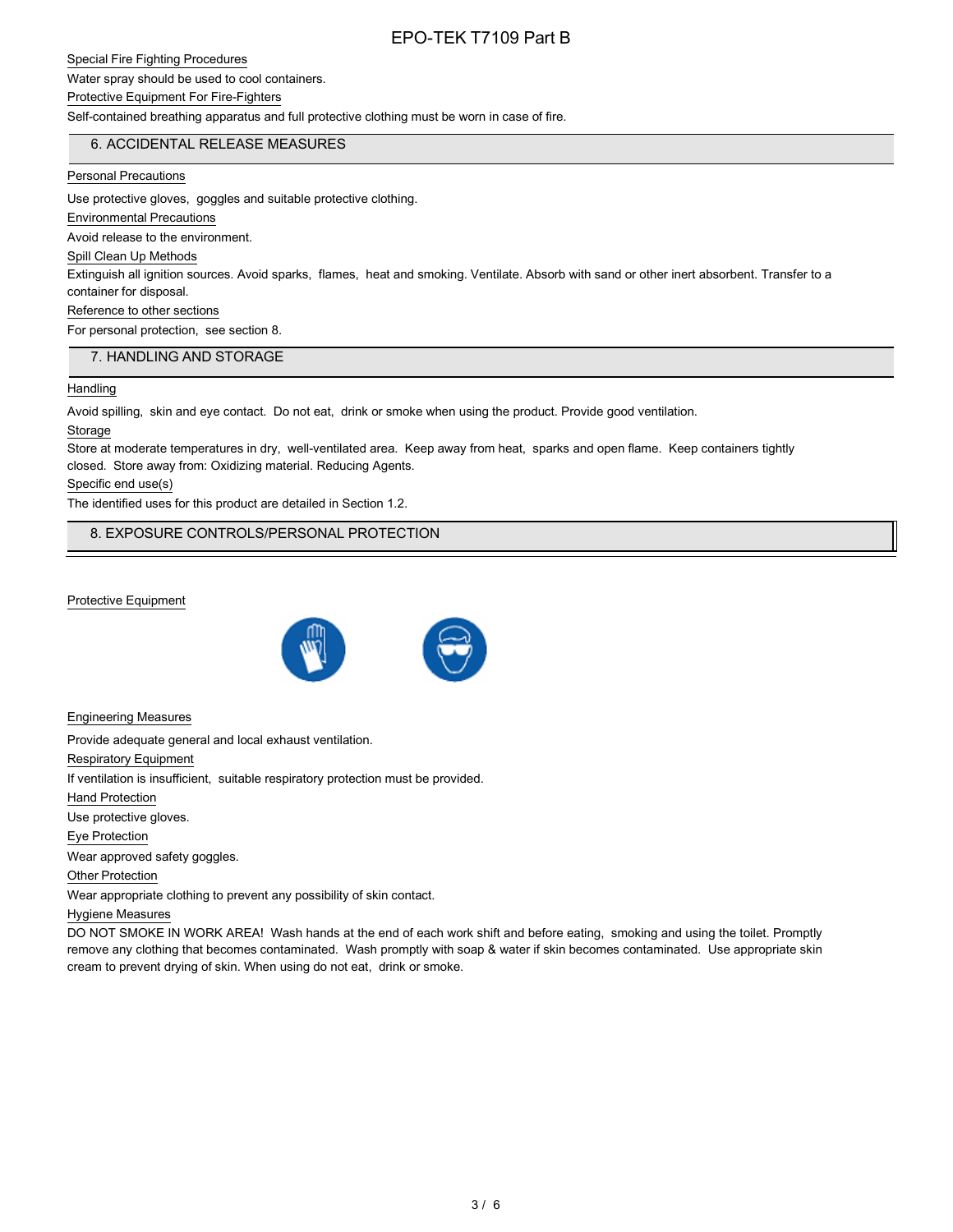Special Fire Fighting Procedures

Water spray should be used to cool containers.

Protective Equipment For Fire-Fighters

Self-contained breathing apparatus and full protective clothing must be worn in case of fire.

## 6. ACCIDENTAL RELEASE MEASURES

Personal Precautions

Use protective gloves, goggles and suitable protective clothing.

Environmental Precautions

Avoid release to the environment.

Spill Clean Up Methods

Extinguish all ignition sources. Avoid sparks, flames, heat and smoking. Ventilate. Absorb with sand or other inert absorbent. Transfer to a container for disposal.

Reference to other sections

For personal protection, see section 8.

## 7. HANDLING AND STORAGE

Handling

Avoid spilling, skin and eye contact. Do not eat, drink or smoke when using the product. Provide good ventilation.

Storage

Store at moderate temperatures in dry, well-ventilated area. Keep away from heat, sparks and open flame. Keep containers tightly closed. Store away from: Oxidizing material. Reducing Agents.

Specific end use(s)

The identified uses for this product are detailed in Section 1.2.

## 8. EXPOSURE CONTROLS/PERSONAL PROTECTION

Protective Equipment

Engineering Measures

Provide adequate general and local exhaust ventilation.

Respiratory Equipment

If ventilation is insufficient, suitable respiratory protection must be provided.

Hand Protection

Use protective gloves.

Eye Protection

Wear approved safety goggles.

Other Protection

Wear appropriate clothing to prevent any possibility of skin contact.

Hygiene Measures

DO NOT SMOKE IN WORK AREA! Wash hands at the end of each work shift and before eating, smoking and using the toilet. Promptly remove any clothing that becomes contaminated. Wash promptly with soap & water if skin becomes contaminated. Use appropriate skin cream to prevent drying of skin. When using do not eat, drink or smoke.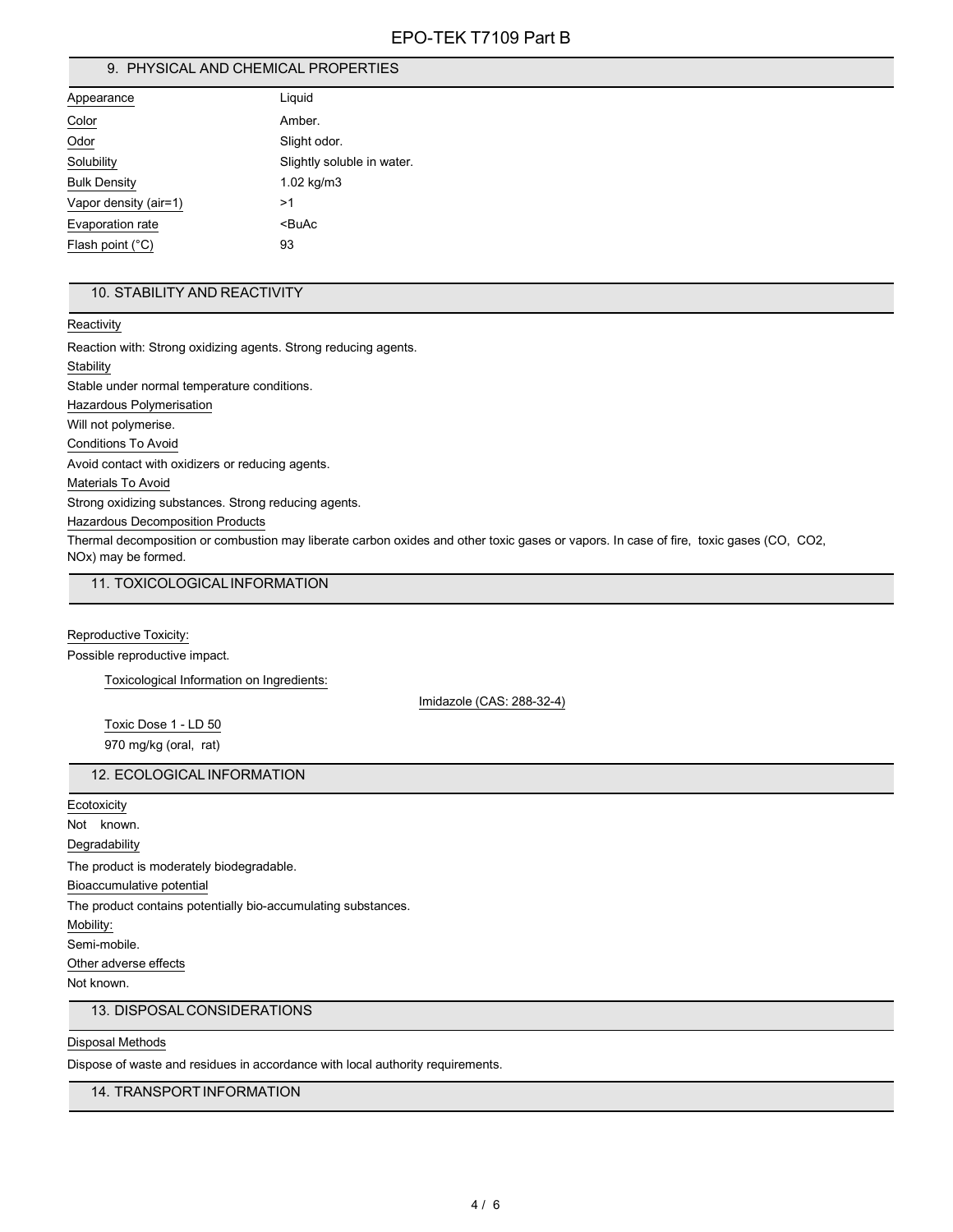## 9. PHYSICAL AND CHEMICAL PROPERTIES

| | |
|---|---|
| Appearance | Liquid |
| Color | Amber. |
| Odor | Slight odor. |
| Solubility | Slightly soluble in water. |
| Bulk Density | 1.02 kg/m3 |
| Vapor density (air=1) | >1 |
| Evaporation rate | <BuAc |
| Flash point (°C) | 93 |

## 10. STABILITY AND REACTIVITY

Reactivity

Reaction with: Strong oxidizing agents. Strong reducing agents.

Stability

Stable under normal temperature conditions.

Hazardous Polymerisation

Will not polymerise.

Conditions To Avoid

Avoid contact with oxidizers or reducing agents.

Materials To Avoid

Strong oxidizing substances. Strong reducing agents.

Hazardous Decomposition Products

Thermal decomposition or combustion may liberate carbon oxides and other toxic gases or vapors. In case of fire, toxic gases (CO, $CO_2$, NOx) may be formed.

## 11. TOXICOLOGICAL INFORMATION

Reproductive Toxicity:

Possible reproductive impact.

Toxicological Information on Ingredients:

Imidazole (CAS: 288-32-4)

Toxic Dose 1 - LD 50

970 mg/kg (oral, rat)

## 12. ECOLOGICAL INFORMATION

Ecotoxicity

Not known.

Degradability

The product is moderately biodegradable.

Bioaccumulative potential

The product contains potentially bio-accumulating substances.

Mobility:

Semi-mobile.

Other adverse effects

Not known.

## 13. DISPOSAL CONSIDERATIONS

Disposal Methods

Dispose of waste and residues in accordance with local authority requirements.

## 14. TRANSPORT INFORMATION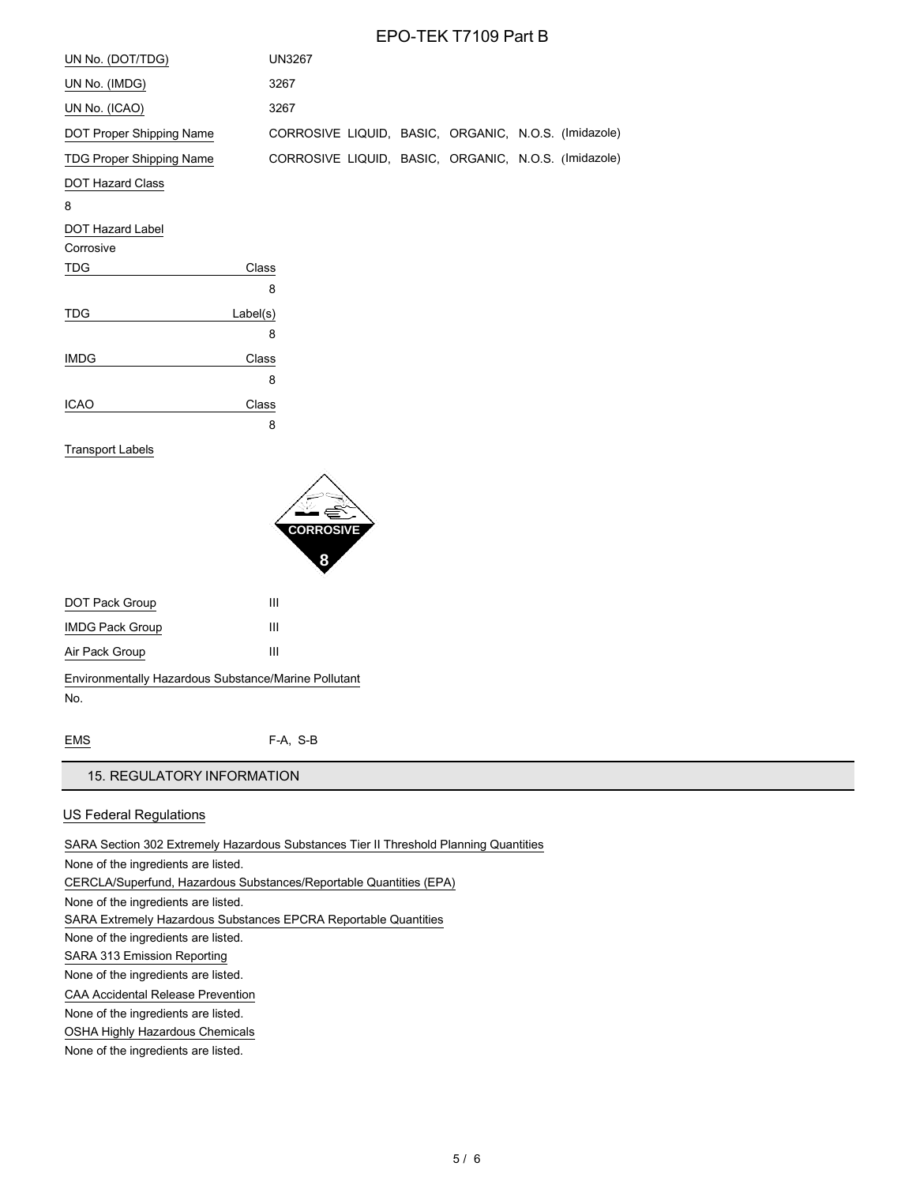UN No. (DOT/TDG) UN3267

UN No. (IMDG) 3267

UN No. (ICAO) 3267

DOT Proper Shipping Name CORROSIVE LIQUID, BASIC, ORGANIC, N.O.S. (Imidazole)

TDG Proper Shipping Name CORROSIVE LIQUID, BASIC, ORGANIC, N.O.S. (Imidazole)

DOT Hazard Class

8

DOT Hazard Label

Corrosive

| TDG | Class |
|---|---|
| | 8 |

| TDG | Label(s) |
|---|---|
| | 8 |

| IMDG | Class |
|---|---|
| | 8 |

| ICAO | Class |
|---|---|
| | 8 |

Transport Labels

CORROSIVE

8

DOT Pack Group III

IMDG Pack Group III

Air Pack Group III

Environmentally Hazardous Substance/Marine Pollutant

No.

EMS F-A, S-B

## 15. REGULATORY INFORMATION

### US Federal Regulations

SARA Section 302 Extremely Hazardous Substances Tier II Threshold Planning Quantities

None of the ingredients are listed.

CERCLA/Superfund, Hazardous Substances/Reportable Quantities (EPA)

None of the ingredients are listed.

SARA Extremely Hazardous Substances EPCRA Reportable Quantities

None of the ingredients are listed.

SARA 313 Emission Reporting

None of the ingredients are listed.

CAA Accidental Release Prevention

None of the ingredients are listed.

OSHA Highly Hazardous Chemicals

None of the ingredients are listed.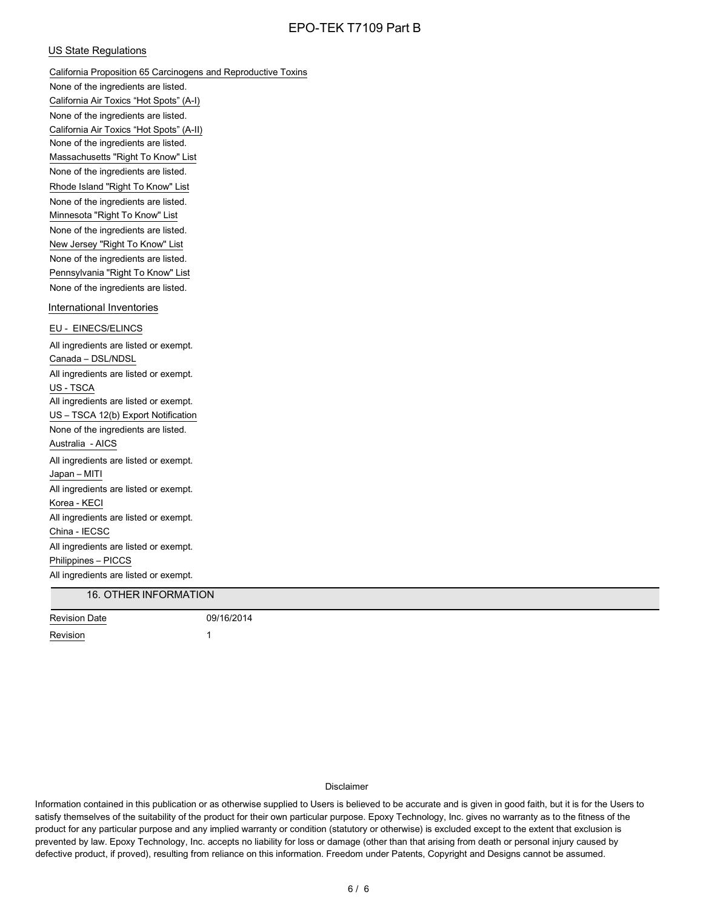### US State Regulations

California Proposition 65 Carcinogens and Reproductive Toxins

None of the ingredients are listed.

California Air Toxics "Hot Spots" (A-I)

None of the ingredients are listed.

California Air Toxics "Hot Spots" (A-II)

None of the ingredients are listed.

Massachusetts "Right To Know" List

None of the ingredients are listed.

Rhode Island "Right To Know" List

None of the ingredients are listed.

Minnesota "Right To Know" List

None of the ingredients are listed.

New Jersey "Right To Know" List

None of the ingredients are listed.

Pennsylvania "Right To Know" List

None of the ingredients are listed.

### International Inventories

EU - EINECS/ELINCS

All ingredients are listed or exempt.

Canada – DSL/NDSL

All ingredients are listed or exempt.

US - TSCA

All ingredients are listed or exempt.

US – TSCA 12(b) Export Notification

None of the ingredients are listed.

Australia - AICS

All ingredients are listed or exempt.

Japan – MITI

All ingredients are listed or exempt.

Korea - KECI

All ingredients are listed or exempt.

China - IECSC

All ingredients are listed or exempt.

Philippines – PICCS

All ingredients are listed or exempt.

## 16. OTHER INFORMATION

| | |
|---|---|
| Revision Date | 09/16/2014 |
| Revision | 1 |

Disclaimer

Information contained in this publication or as otherwise supplied to Users is believed to be accurate and is given in good faith, but it is for the Users to satisfy themselves of the suitability of the product for their own particular purpose. Epoxy Technology, Inc. gives no warranty as to the fitness of the product for any particular purpose and any implied warranty or condition (statutory or otherwise) is excluded except to the extent that exclusion is prevented by law. Epoxy Technology, Inc. accepts no liability for loss or damage (other than that arising from death or personal injury caused by defective product, if proved), resulting from reliance on this information. Freedom under Patents, Copyright and Designs cannot be assumed.